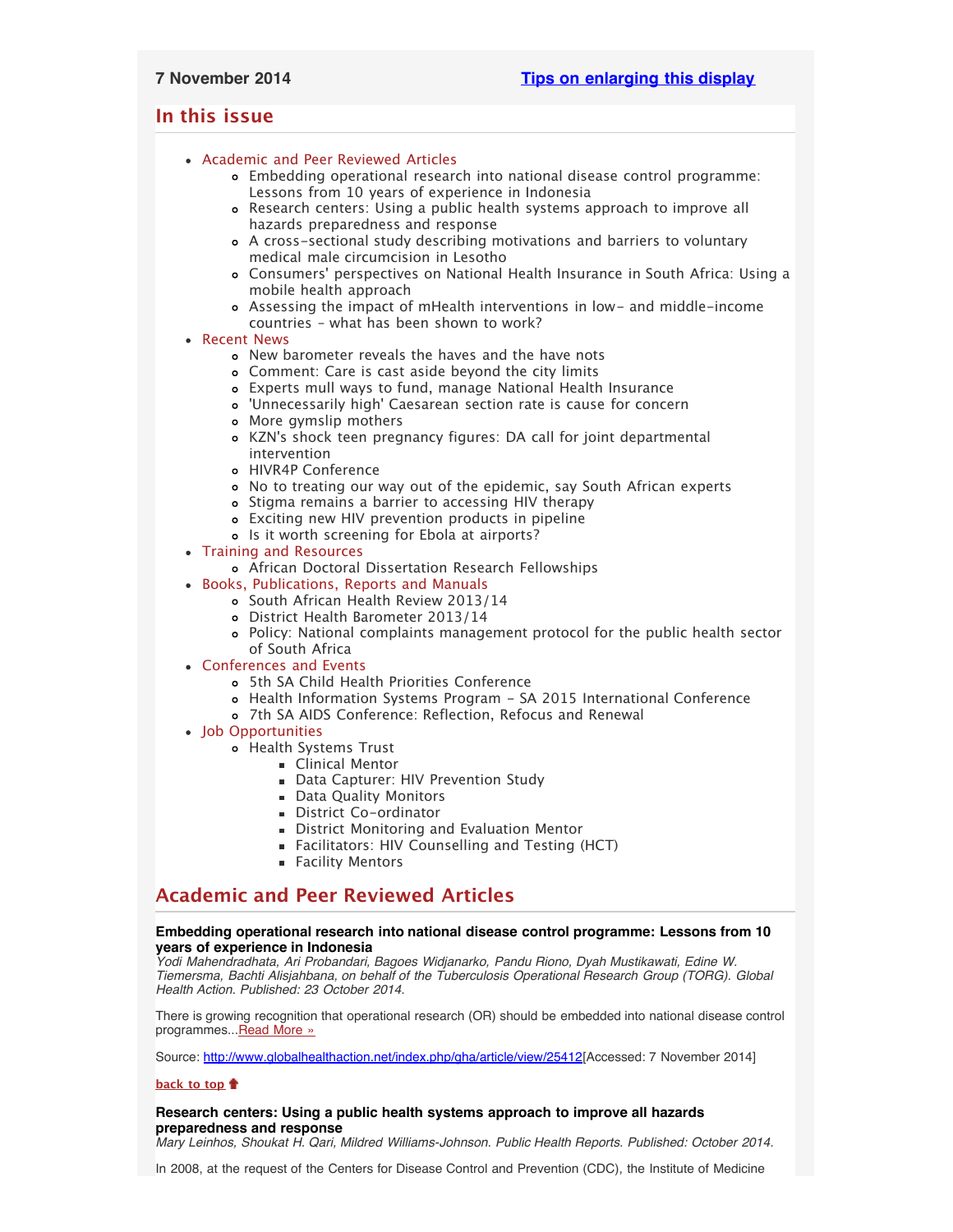7 November 2014 [Tips on enlarging this display]

## In this issue

- Academic and Peer Reviewed Articles
  - Embedding operational research into national disease control programme: Lessons from 10 years of experience in Indonesia
  - Research centers: Using a public health systems approach to improve all hazards preparedness and response
  - A cross-sectional study describing motivations and barriers to voluntary medical male circumcision in Lesotho
  - Consumers' perspectives on National Health Insurance in South Africa: Using a mobile health approach
  - Assessing the impact of mHealth interventions in low- and middle-income countries - what has been shown to work?
- Recent News
  - New barometer reveals the haves and the have nots
  - Comment: Care is cast aside beyond the city limits
  - Experts mull ways to fund, manage National Health Insurance
  - 'Unnecessarily high' Caesarean section rate is cause for concern
  - More gymslip mothers
  - KZN's shock teen pregnancy figures: DA call for joint departmental intervention
  - HIVR4P Conference
  - No to treating our way out of the epidemic, say South African experts
  - Stigma remains a barrier to accessing HIV therapy
  - Exciting new HIV prevention products in pipeline
  - Is it worth screening for Ebola at airports?
- Training and Resources
  - African Doctoral Dissertation Research Fellowships
- Books, Publications, Reports and Manuals
  - South African Health Review 2013/14
  - District Health Barometer 2013/14
  - Policy: National complaints management protocol for the public health sector of South Africa
- Conferences and Events
  - 5th SA Child Health Priorities Conference
  - Health Information Systems Program - SA 2015 International Conference
  - 7th SA AIDS Conference: Reflection, Refocus and Renewal
- Job Opportunities
  - Health Systems Trust
    - Clinical Mentor
    - Data Capturer: HIV Prevention Study
    - Data Quality Monitors
    - District Co-ordinator
    - District Monitoring and Evaluation Mentor
    - Facilitators: HIV Counselling and Testing (HCT)
    - Facility Mentors

## Academic and Peer Reviewed Articles

**Embedding operational research into national disease control programme: Lessons from 10 years of experience in Indonesia**
*Yodi Mahendradhata, Ari Probandari, Bagoes Widjanarko, Pandu Riono, Dyah Mustikawati, Edine W. Tiemersma, Bachti Alisjahbana, on behalf of the Tuberculosis Operational Research Group (TORG). Global Health Action. Published: 23 October 2014.*

There is growing recognition that operational research (OR) should be embedded into national disease control programmes...Read More »

Source: http://www.globalhealthaction.net/index.php/gha/article/view/25412[Accessed: 7 November 2014]

back to top

**Research centers: Using a public health systems approach to improve all hazards preparedness and response**
*Mary Leinhos, Shoukat H. Qari, Mildred Williams-Johnson. Public Health Reports. Published: October 2014.*

In 2008, at the request of the Centers for Disease Control and Prevention (CDC), the Institute of Medicine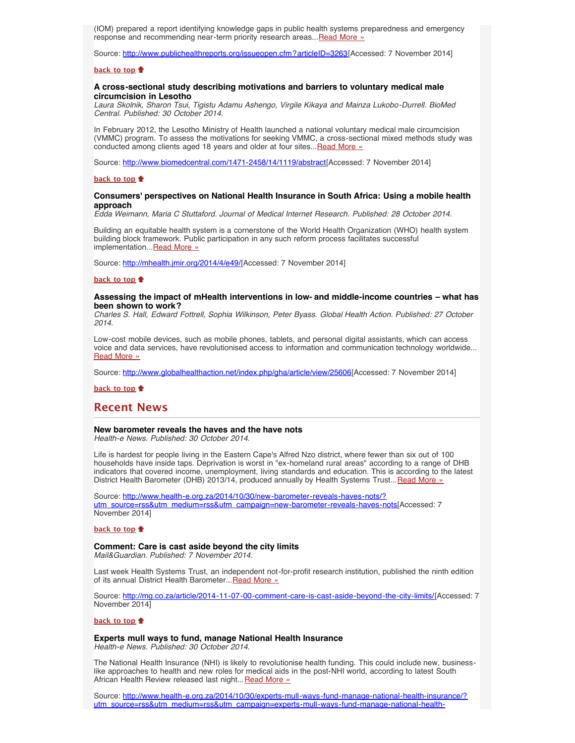(IOM) prepared a report identifying knowledge gaps in public health systems preparedness and emergency response and recommending near-term priority research areas...Read More »

Source: http://www.publichealthreports.org/issueopen.cfm?articleID=3263[Accessed: 7 November 2014]

**back to top**

### A cross-sectional study describing motivations and barriers to voluntary medical male circumcision in Lesotho

*Laura Skolnik, Sharon Tsui, Tigistu Adamu Ashengo, Virgile Kikaya and Mainza Lukobo-Durrell. BioMed Central. Published: 30 October 2014.*

In February 2012, the Lesotho Ministry of Health launched a national voluntary medical male circumcision (VMMC) program. To assess the motivations for seeking VMMC, a cross-sectional mixed methods study was conducted among clients aged 18 years and older at four sites...Read More »

Source: http://www.biomedcentral.com/1471-2458/14/1119/abstract[Accessed: 7 November 2014]

**back to top**

### Consumers' perspectives on National Health Insurance in South Africa: Using a mobile health approach

*Edda Weimann, Maria C Stuttaford. Journal of Medical Internet Research. Published: 28 October 2014.*

Building an equitable health system is a cornerstone of the World Health Organization (WHO) health system building block framework. Public participation in any such reform process facilitates successful implementation...Read More »

Source: http://mhealth.jmir.org/2014/4/e49/[Accessed: 7 November 2014]

**back to top**

### Assessing the impact of mHealth interventions in low- and middle-income countries – what has been shown to work?

*Charles S. Hall, Edward Fottrell, Sophia Wilkinson, Peter Byass. Global Health Action. Published: 27 October 2014.*

Low-cost mobile devices, such as mobile phones, tablets, and personal digital assistants, which can access voice and data services, have revolutionised access to information and communication technology worldwide... Read More »

Source: http://www.globalhealthaction.net/index.php/gha/article/view/25606[Accessed: 7 November 2014]

**back to top**

## Recent News

### New barometer reveals the haves and the have nots

*Health-e News. Published: 30 October 2014.*

Life is hardest for people living in the Eastern Cape's Alfred Nzo district, where fewer than six out of 100 households have inside taps. Deprivation is worst in "ex-homeland rural areas" according to a range of DHB indicators that covered income, unemployment, living standards and education. This is according to the latest District Health Barometer (DHB) 2013/14, produced annually by Health Systems Trust...Read More »

Source: http://www.health-e.org.za/2014/10/30/new-barometer-reveals-haves-nots/?utm_source=rss&utm_medium=rss&utm_campaign=new-barometer-reveals-haves-nots[Accessed: 7 November 2014]

**back to top**

### Comment: Care is cast aside beyond the city limits

*Mail&Guardian. Published: 7 November 2014.*

Last week Health Systems Trust, an independent not-for-profit research institution, published the ninth edition of its annual District Health Barometer...Read More »

Source: http://mg.co.za/article/2014-11-07-00-comment-care-is-cast-aside-beyond-the-city-limits/[Accessed: 7 November 2014]

**back to top**

### Experts mull ways to fund, manage National Health Insurance

*Health-e News. Published: 30 October 2014.*

The National Health Insurance (NHI) is likely to revolutionise health funding. This could include new, business-like approaches to health and new roles for medical aids in the post-NHI world, according to latest South African Health Review released last night...Read More »

Source: http://www.health-e.org.za/2014/10/30/experts-mull-ways-fund-manage-national-health-insurance/?utm_source=rss&utm_medium=rss&utm_campaign=experts-mull-ways-fund-manage-national-health-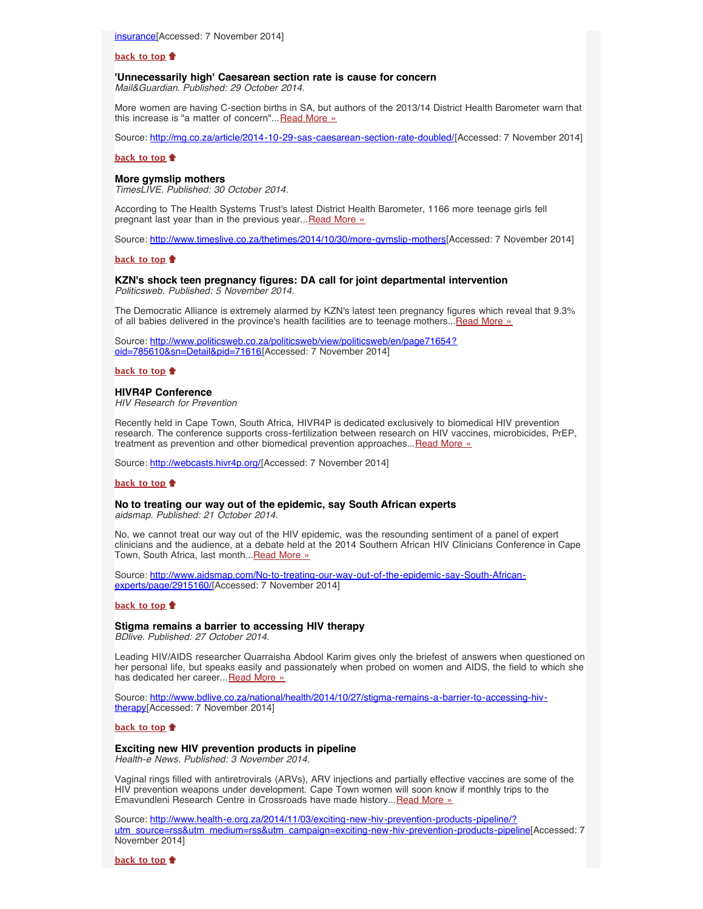insurance[Accessed: 7 November 2014]

**back to top**

### 'Unnecessarily high' Caesarean section rate is cause for concern

*Mail&Guardian. Published: 29 October 2014.*

More women are having C-section births in SA, but authors of the 2013/14 District Health Barometer warn that this increase is "a matter of concern"...Read More »

Source: http://mg.co.za/article/2014-10-29-sas-caesarean-section-rate-doubled/[Accessed: 7 November 2014]

**back to top**

### More gymslip mothers

*TimesLIVE. Published: 30 October 2014.*

According to The Health Systems Trust's latest District Health Barometer, 1166 more teenage girls fell pregnant last year than in the previous year...Read More »

Source: http://www.timeslive.co.za/thetimes/2014/10/30/more-gymslip-mothers[Accessed: 7 November 2014]

**back to top**

### KZN's shock teen pregnancy figures: DA call for joint departmental intervention

*Politicsweb. Published: 5 November 2014.*

The Democratic Alliance is extremely alarmed by KZN's latest teen pregnancy figures which reveal that 9.3% of all babies delivered in the province's health facilities are to teenage mothers...Read More »

Source: http://www.politicsweb.co.za/politicsweb/view/politicsweb/en/page71654?oid=785610&sn=Detail&pid=71616[Accessed: 7 November 2014]

**back to top**

### HIVR4P Conference

*HIV Research for Prevention*

Recently held in Cape Town, South Africa, HIVR4P is dedicated exclusively to biomedical HIV prevention research. The conference supports cross-fertilization between research on HIV vaccines, microbicides, PrEP, treatment as prevention and other biomedical prevention approaches...Read More »

Source: http://webcasts.hivr4p.org/[Accessed: 7 November 2014]

**back to top**

### No to treating our way out of the epidemic, say South African experts

*aidsmap. Published: 21 October 2014.*

No, we cannot treat our way out of the HIV epidemic, was the resounding sentiment of a panel of expert clinicians and the audience, at a debate held at the 2014 Southern African HIV Clinicians Conference in Cape Town, South Africa, last month...Read More »

Source: http://www.aidsmap.com/No-to-treating-our-way-out-of-the-epidemic-say-South-African-experts/page/2915160/[Accessed: 7 November 2014]

**back to top**

### Stigma remains a barrier to accessing HIV therapy

*BDlive. Published: 27 October 2014.*

Leading HIV/AIDS researcher Quarraisha Abdool Karim gives only the briefest of answers when questioned on her personal life, but speaks easily and passionately when probed on women and AIDS, the field to which she has dedicated her career...Read More »

Source: http://www.bdlive.co.za/national/health/2014/10/27/stigma-remains-a-barrier-to-accessing-hiv-therapy[Accessed: 7 November 2014]

**back to top**

### Exciting new HIV prevention products in pipeline

*Health-e News. Published: 3 November 2014.*

Vaginal rings filled with antiretrovirals (ARVs), ARV injections and partially effective vaccines are some of the HIV prevention weapons under development. Cape Town women will soon know if monthly trips to the Emavundleni Research Centre in Crossroads have made history...Read More »

Source: http://www.health-e.org.za/2014/11/03/exciting-new-hiv-prevention-products-pipeline/?utm_source=rss&utm_medium=rss&utm_campaign=exciting-new-hiv-prevention-products-pipeline[Accessed: 7 November 2014]

**back to top**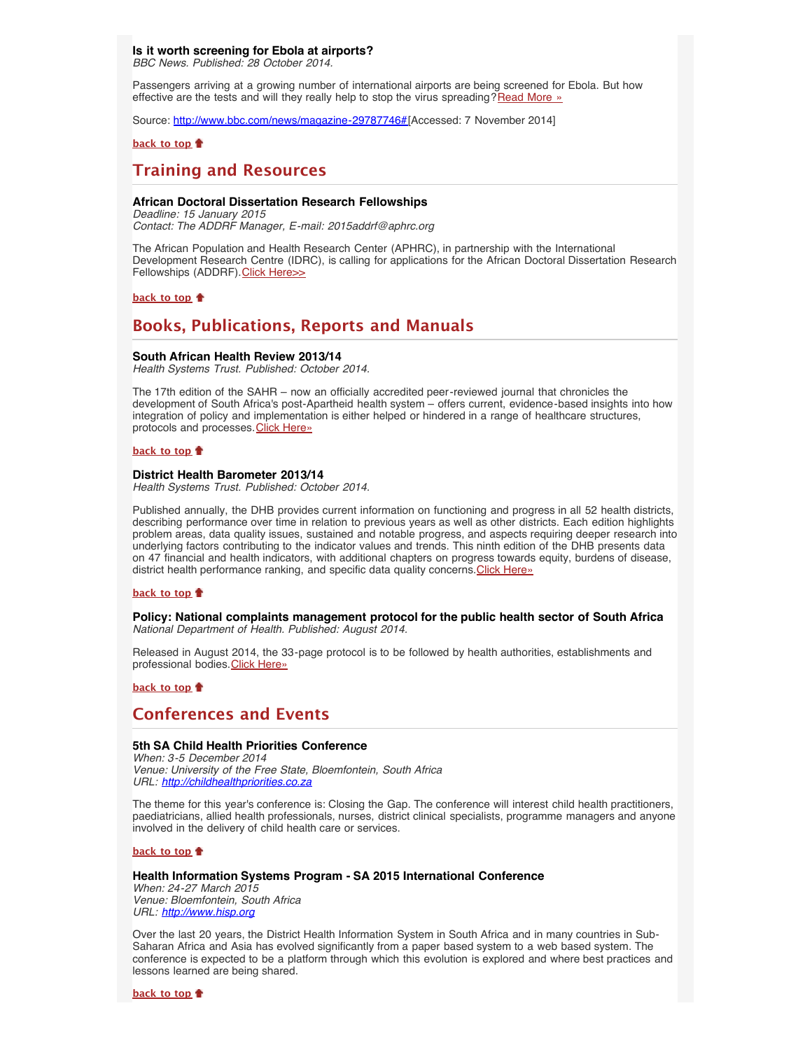**Is it worth screening for Ebola at airports?**
*BBC News. Published: 28 October 2014.*

Passengers arriving at a growing number of international airports are being screened for Ebola. But how effective are the tests and will they really help to stop the virus spreading? Read More »

Source: http://www.bbc.com/news/magazine-29787746# [Accessed: 7 November 2014]

**back to top**

## Training and Resources

**African Doctoral Dissertation Research Fellowships**
*Deadline: 15 January 2015*
*Contact: The ADDRF Manager, E-mail: 2015addrf@aphrc.org*

The African Population and Health Research Center (APHRC), in partnership with the International Development Research Centre (IDRC), is calling for applications for the African Doctoral Dissertation Research Fellowships (ADDRF). Click Here>>

**back to top**

## Books, Publications, Reports and Manuals

**South African Health Review 2013/14**
*Health Systems Trust. Published: October 2014.*

The 17th edition of the SAHR – now an officially accredited peer-reviewed journal that chronicles the development of South Africa's post-Apartheid health system – offers current, evidence-based insights into how integration of policy and implementation is either helped or hindered in a range of healthcare structures, protocols and processes. Click Here»

**back to top**

**District Health Barometer 2013/14**
*Health Systems Trust. Published: October 2014.*

Published annually, the DHB provides current information on functioning and progress in all 52 health districts, describing performance over time in relation to previous years as well as other districts. Each edition highlights problem areas, data quality issues, sustained and notable progress, and aspects requiring deeper research into underlying factors contributing to the indicator values and trends. This ninth edition of the DHB presents data on 47 financial and health indicators, with additional chapters on progress towards equity, burdens of disease, district health performance ranking, and specific data quality concerns. Click Here»

**back to top**

**Policy: National complaints management protocol for the public health sector of South Africa**
*National Department of Health. Published: August 2014.*

Released in August 2014, the 33-page protocol is to be followed by health authorities, establishments and professional bodies. Click Here»

**back to top**

## Conferences and Events

**5th SA Child Health Priorities Conference**
*When: 3-5 December 2014*
*Venue: University of the Free State, Bloemfontein, South Africa*
*URL: http://childhealthpriorities.co.za*

The theme for this year's conference is: Closing the Gap. The conference will interest child health practitioners, paediatricians, allied health professionals, nurses, district clinical specialists, programme managers and anyone involved in the delivery of child health care or services.

**back to top**

**Health Information Systems Program - SA 2015 International Conference**
*When: 24-27 March 2015*
*Venue: Bloemfontein, South Africa*
*URL: http://www.hisp.org*

Over the last 20 years, the District Health Information System in South Africa and in many countries in Sub-Saharan Africa and Asia has evolved significantly from a paper based system to a web based system. The conference is expected to be a platform through which this evolution is explored and where best practices and lessons learned are being shared.

**back to top**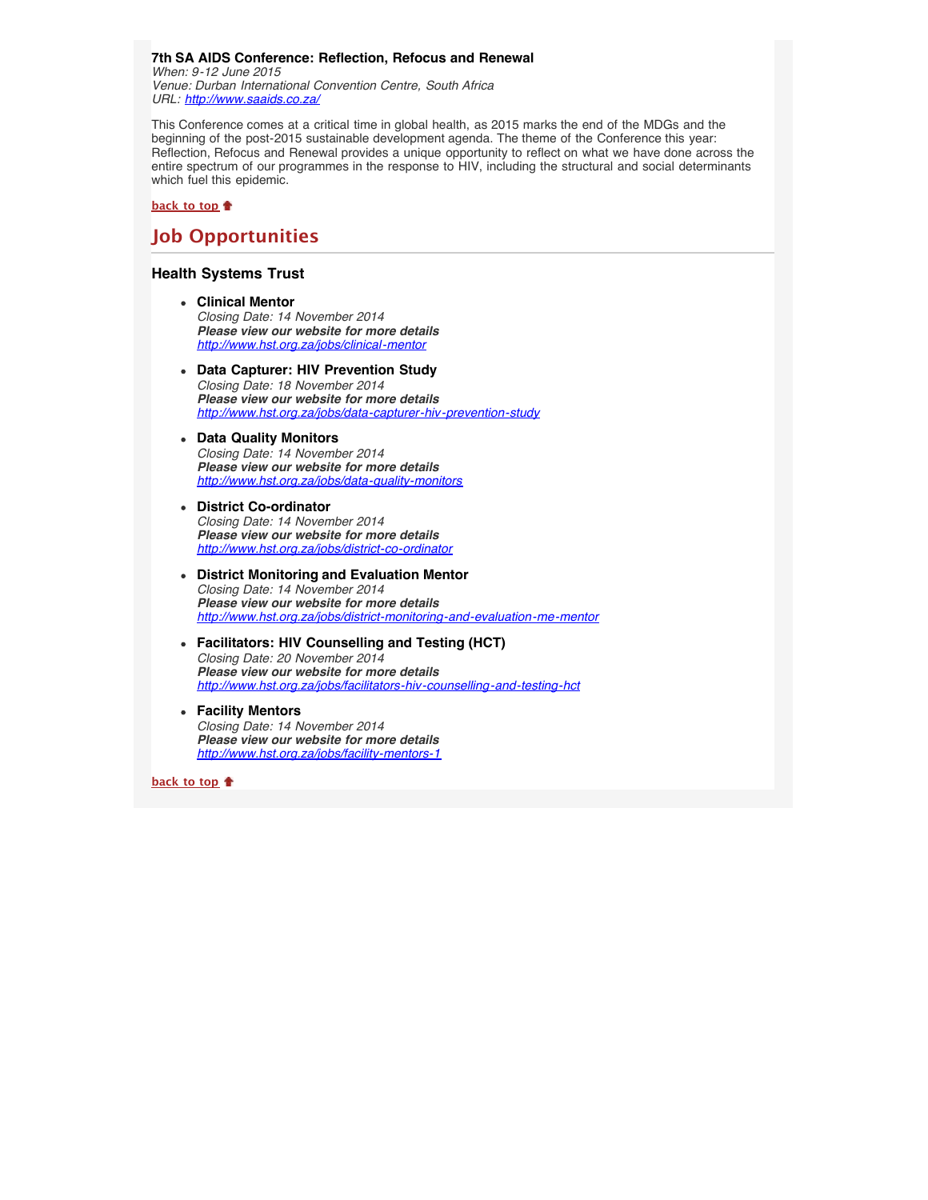**7th SA AIDS Conference: Reflection, Refocus and Renewal**
*When: 9-12 June 2015*
*Venue: Durban International Convention Centre, South Africa*
*URL: [http://www.saaids.co.za/](http://www.saaids.co.za/)*

This Conference comes at a critical time in global health, as 2015 marks the end of the MDGs and the beginning of the post-2015 sustainable development agenda. The theme of the Conference this year: Reflection, Refocus and Renewal provides a unique opportunity to reflect on what we have done across the entire spectrum of our programmes in the response to HIV, including the structural and social determinants which fuel this epidemic.

back to top

## Job Opportunities

### Health Systems Trust

- **Clinical Mentor**
  *Closing Date: 14 November 2014*
  ***Please view our website for more details***
  *[http://www.hst.org.za/jobs/clinical-mentor](http://www.hst.org.za/jobs/clinical-mentor)*

- **Data Capturer: HIV Prevention Study**
  *Closing Date: 18 November 2014*
  ***Please view our website for more details***
  *[http://www.hst.org.za/jobs/data-capturer-hiv-prevention-study](http://www.hst.org.za/jobs/data-capturer-hiv-prevention-study)*

- **Data Quality Monitors**
  *Closing Date: 14 November 2014*
  ***Please view our website for more details***
  *[http://www.hst.org.za/jobs/data-quality-monitors](http://www.hst.org.za/jobs/data-quality-monitors)*

- **District Co-ordinator**
  *Closing Date: 14 November 2014*
  ***Please view our website for more details***
  *[http://www.hst.org.za/jobs/district-co-ordinator](http://www.hst.org.za/jobs/district-co-ordinator)*

- **District Monitoring and Evaluation Mentor**
  *Closing Date: 14 November 2014*
  ***Please view our website for more details***
  *[http://www.hst.org.za/jobs/district-monitoring-and-evaluation-me-mentor](http://www.hst.org.za/jobs/district-monitoring-and-evaluation-me-mentor)*

- **Facilitators: HIV Counselling and Testing (HCT)**
  *Closing Date: 20 November 2014*
  ***Please view our website for more details***
  *[http://www.hst.org.za/jobs/facilitators-hiv-counselling-and-testing-hct](http://www.hst.org.za/jobs/facilitators-hiv-counselling-and-testing-hct)*

- **Facility Mentors**
  *Closing Date: 14 November 2014*
  ***Please view our website for more details***
  *[http://www.hst.org.za/jobs/facility-mentors-1](http://www.hst.org.za/jobs/facility-mentors-1)*

back to top